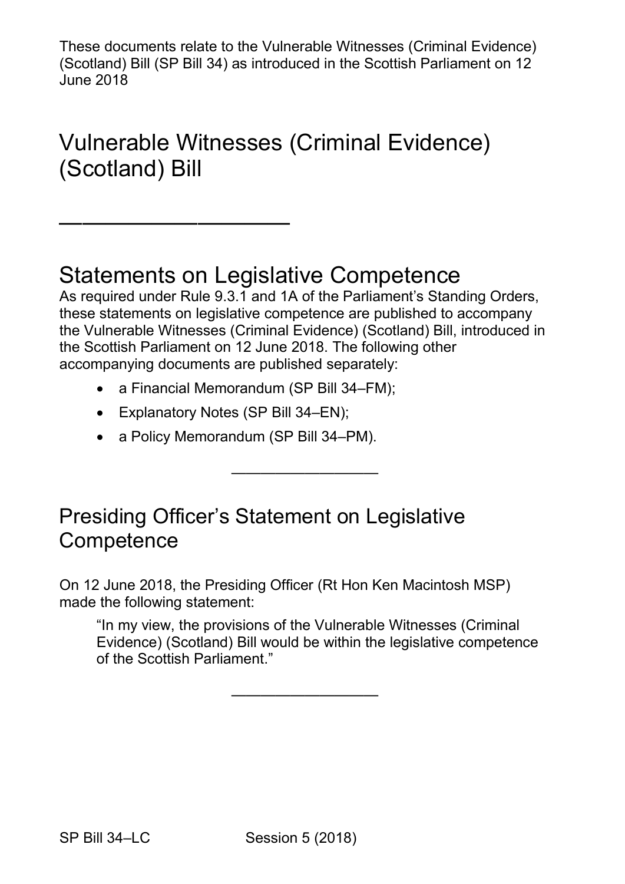These documents relate to the Vulnerable Witnesses (Criminal Evidence) (Scotland) Bill (SP Bill 34) as introduced in the Scottish Parliament on 12 June 2018

# Vulnerable Witnesses (Criminal Evidence) (Scotland) Bill

---

## Statements on Legislative Competence

As required under Rule 9.3.1 and 1A of the Parliament's Standing Orders, these statements on legislative competence are published to accompany the Vulnerable Witnesses (Criminal Evidence) (Scotland) Bill, introduced in the Scottish Parliament on 12 June 2018. The following other accompanying documents are published separately:

- a Financial Memorandum (SP Bill 34–FM);
- Explanatory Notes (SP Bill 34–EN);
- a Policy Memorandum (SP Bill 34–PM).

---

## Presiding Officer's Statement on Legislative Competence

On 12 June 2018, the Presiding Officer (Rt Hon Ken Macintosh MSP) made the following statement:

> "In my view, the provisions of the Vulnerable Witnesses (Criminal Evidence) (Scotland) Bill would be within the legislative competence of the Scottish Parliament."

---

SP Bill 34–LC Session 5 (2018)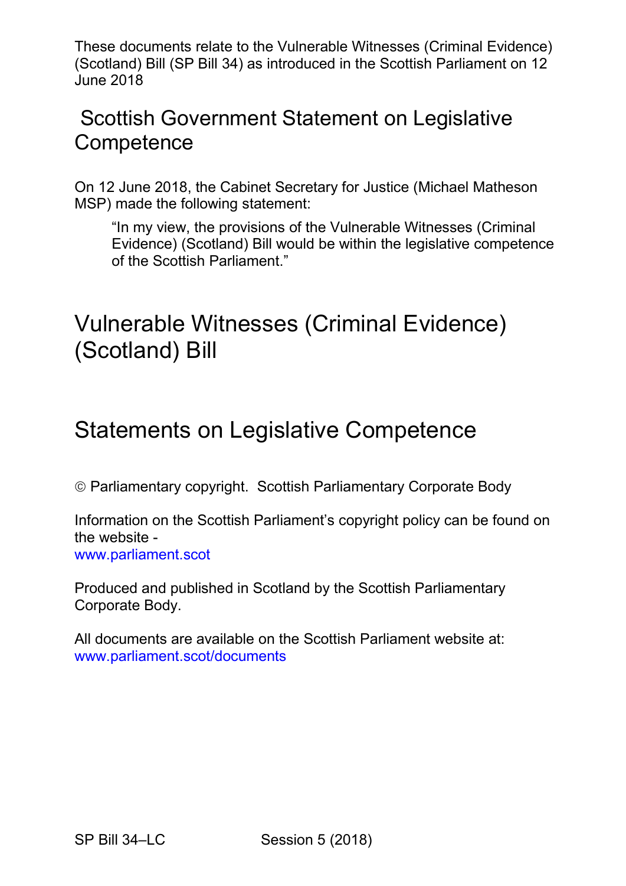These documents relate to the Vulnerable Witnesses (Criminal Evidence) (Scotland) Bill (SP Bill 34) as introduced in the Scottish Parliament on 12 June 2018

## Scottish Government Statement on Legislative Competence

On 12 June 2018, the Cabinet Secretary for Justice (Michael Matheson MSP) made the following statement:

> "In my view, the provisions of the Vulnerable Witnesses (Criminal Evidence) (Scotland) Bill would be within the legislative competence of the Scottish Parliament."

# Vulnerable Witnesses (Criminal Evidence) (Scotland) Bill

# Statements on Legislative Competence

© Parliamentary copyright. Scottish Parliamentary Corporate Body

Information on the Scottish Parliament's copyright policy can be found on the website -
www.parliament.scot

Produced and published in Scotland by the Scottish Parliamentary Corporate Body.

All documents are available on the Scottish Parliament website at:
www.parliament.scot/documents

SP Bill 34–LC Session 5 (2018)